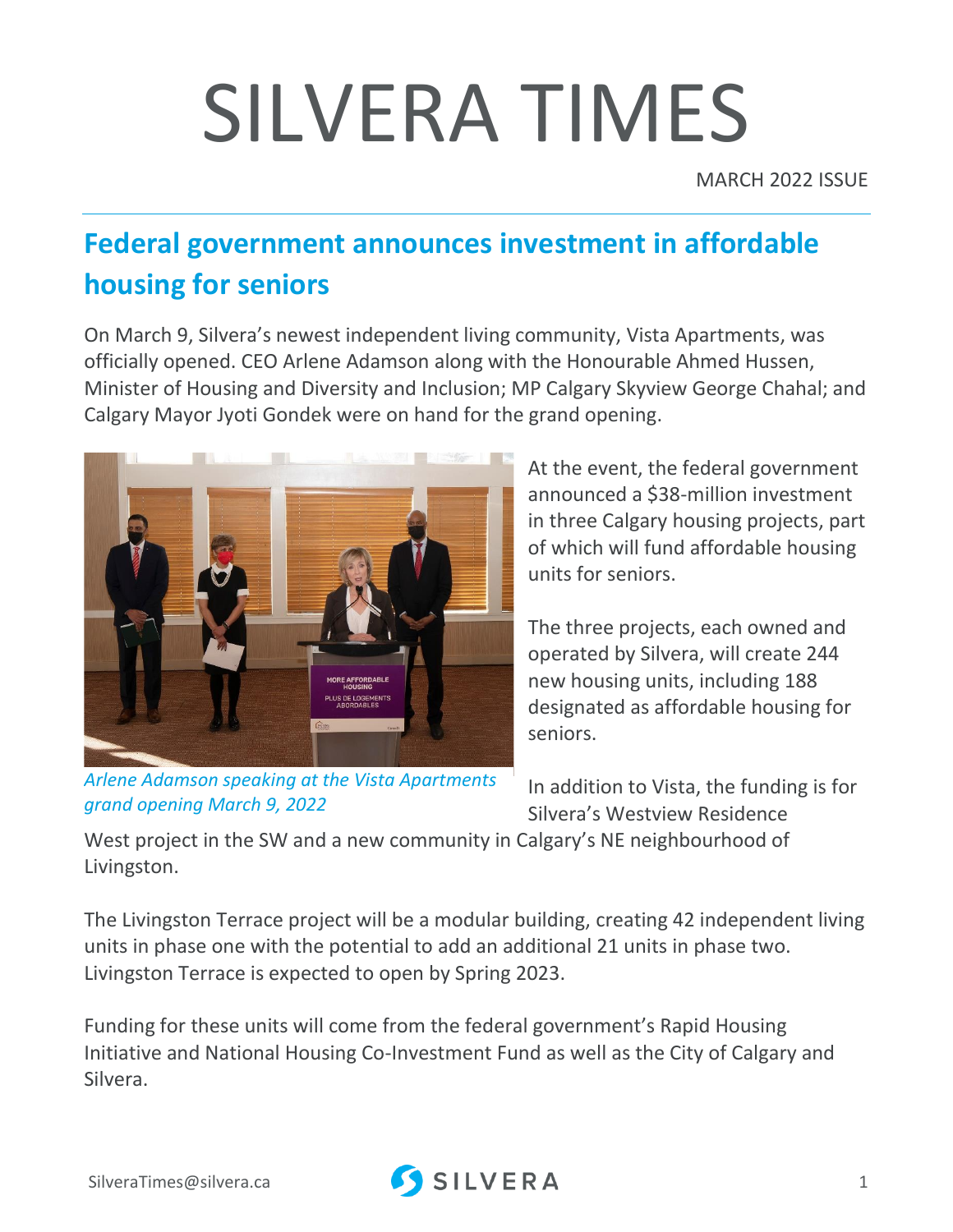# SILVERA TIMES

MARCH 2022 ISSUE

## Federal government announces investment in affordable housing for seniors

On March 9, Silvera's newest independent living community, Vista Apartments, was officially opened. CEO Arlene Adamson along with the Honourable Ahmed Hussen, Minister of Housing and Diversity and Inclusion; MP Calgary Skyview George Chahal; and Calgary Mayor Jyoti Gondek were on hand for the grand opening.

*Arlene Adamson speaking at the Vista Apartments grand opening March 9, 2022*

At the event, the federal government announced a $38-million investment in three Calgary housing projects, part of which will fund affordable housing units for seniors.

The three projects, each owned and operated by Silvera, will create 244 new housing units, including 188 designated as affordable housing for seniors.

In addition to Vista, the funding is for Silvera's Westview Residence West project in the SW and a new community in Calgary's NE neighbourhood of Livingston.

The Livingston Terrace project will be a modular building, creating 42 independent living units in phase one with the potential to add an additional 21 units in phase two. Livingston Terrace is expected to open by Spring 2023.

Funding for these units will come from the federal government's Rapid Housing Initiative and National Housing Co-Investment Fund as well as the City of Calgary and Silvera.

SilveraTimes@silvera.ca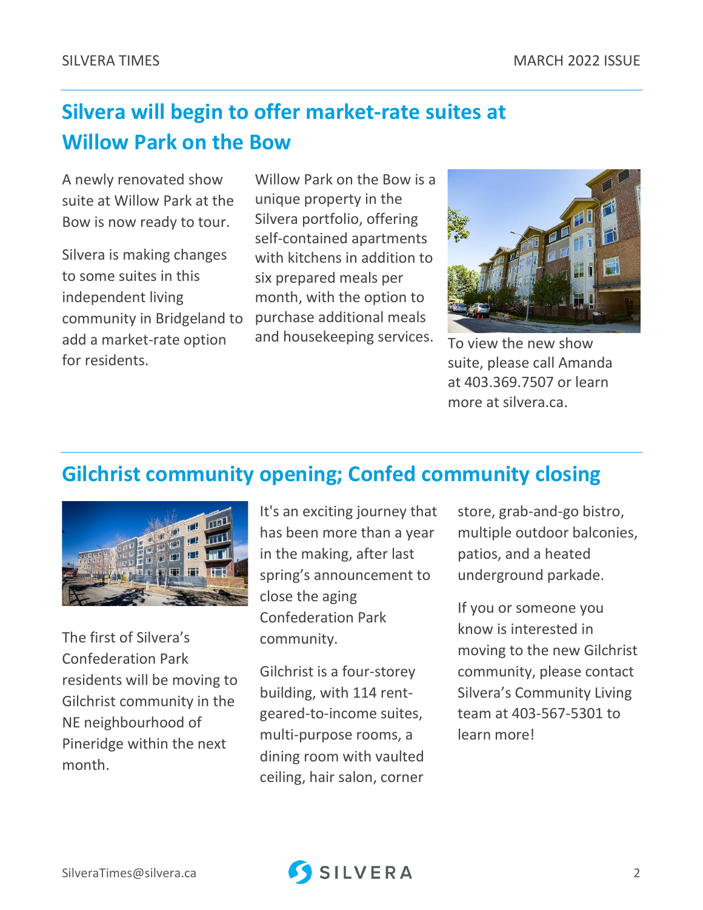## Silvera will begin to offer market-rate suites at Willow Park on the Bow

A newly renovated show suite at Willow Park at the Bow is now ready to tour.

Silvera is making changes to some suites in this independent living community in Bridgeland to add a market-rate option for residents.

Willow Park on the Bow is a unique property in the Silvera portfolio, offering self-contained apartments with kitchens in addition to six prepared meals per month, with the option to purchase additional meals and housekeeping services.

To view the new show suite, please call Amanda at 403.369.7507 or learn more at silvera.ca.

## Gilchrist community opening; Confed community closing

The first of Silvera's Confederation Park residents will be moving to Gilchrist community in the NE neighbourhood of Pineridge within the next month.

It's an exciting journey that has been more than a year in the making, after last spring's announcement to close the aging Confederation Park community.

Gilchrist is a four-storey building, with 114 rent-geared-to-income suites, multi-purpose rooms, a dining room with vaulted ceiling, hair salon, corner store, grab-and-go bistro, multiple outdoor balconies, patios, and a heated underground parkade.

If you or someone you know is interested in moving to the new Gilchrist community, please contact Silvera's Community Living team at 403-567-5301 to learn more!

SilveraTimes@silvera.ca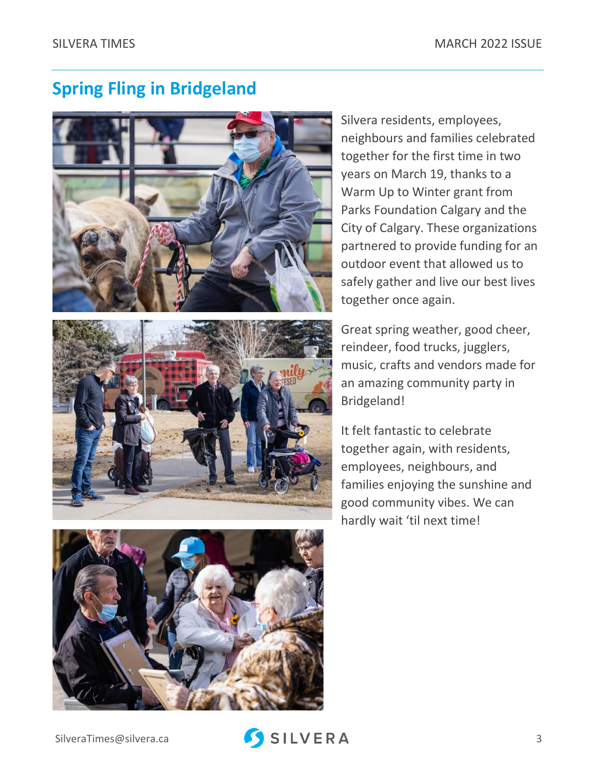## Spring Fling in Bridgeland

Silvera residents, employees, neighbours and families celebrated together for the first time in two years on March 19, thanks to a Warm Up to Winter grant from Parks Foundation Calgary and the City of Calgary. These organizations partnered to provide funding for an outdoor event that allowed us to safely gather and live our best lives together once again.

Great spring weather, good cheer, reindeer, food trucks, jugglers, music, crafts and vendors made for an amazing community party in Bridgeland!

It felt fantastic to celebrate together again, with residents, employees, neighbours, and families enjoying the sunshine and good community vibes. We can hardly wait 'til next time!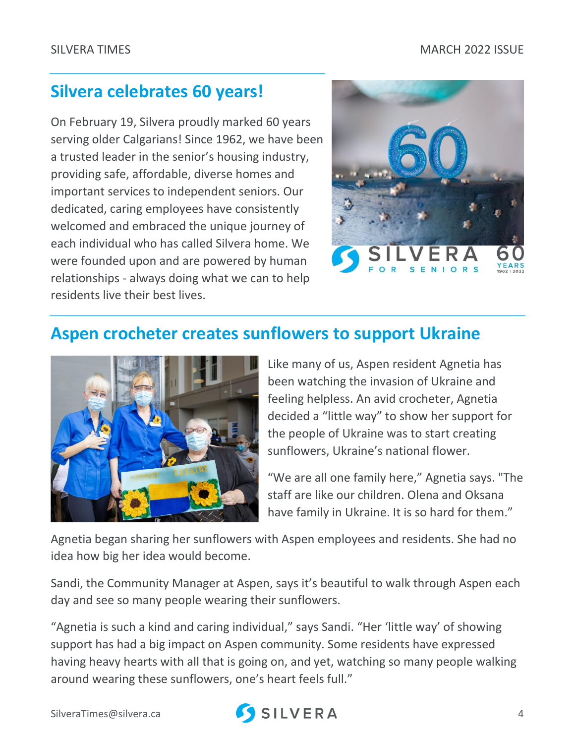## Silvera celebrates 60 years!

On February 19, Silvera proudly marked 60 years serving older Calgarians! Since 1962, we have been a trusted leader in the senior's housing industry, providing safe, affordable, diverse homes and important services to independent seniors. Our dedicated, caring employees have consistently welcomed and embraced the unique journey of each individual who has called Silvera home. We were founded upon and are powered by human relationships - always doing what we can to help residents live their best lives.

## Aspen crocheter creates sunflowers to support Ukraine

Like many of us, Aspen resident Agnetia has been watching the invasion of Ukraine and feeling helpless. An avid crocheter, Agnetia decided a "little way" to show her support for the people of Ukraine was to start creating sunflowers, Ukraine's national flower.

"We are all one family here," Agnetia says. "The staff are like our children. Olena and Oksana have family in Ukraine. It is so hard for them."

Agnetia began sharing her sunflowers with Aspen employees and residents. She had no idea how big her idea would become.

Sandi, the Community Manager at Aspen, says it's beautiful to walk through Aspen each day and see so many people wearing their sunflowers.

"Agnetia is such a kind and caring individual," says Sandi. "Her 'little way' of showing support has had a big impact on Aspen community. Some residents have expressed having heavy hearts with all that is going on, and yet, watching so many people walking around wearing these sunflowers, one's heart feels full."